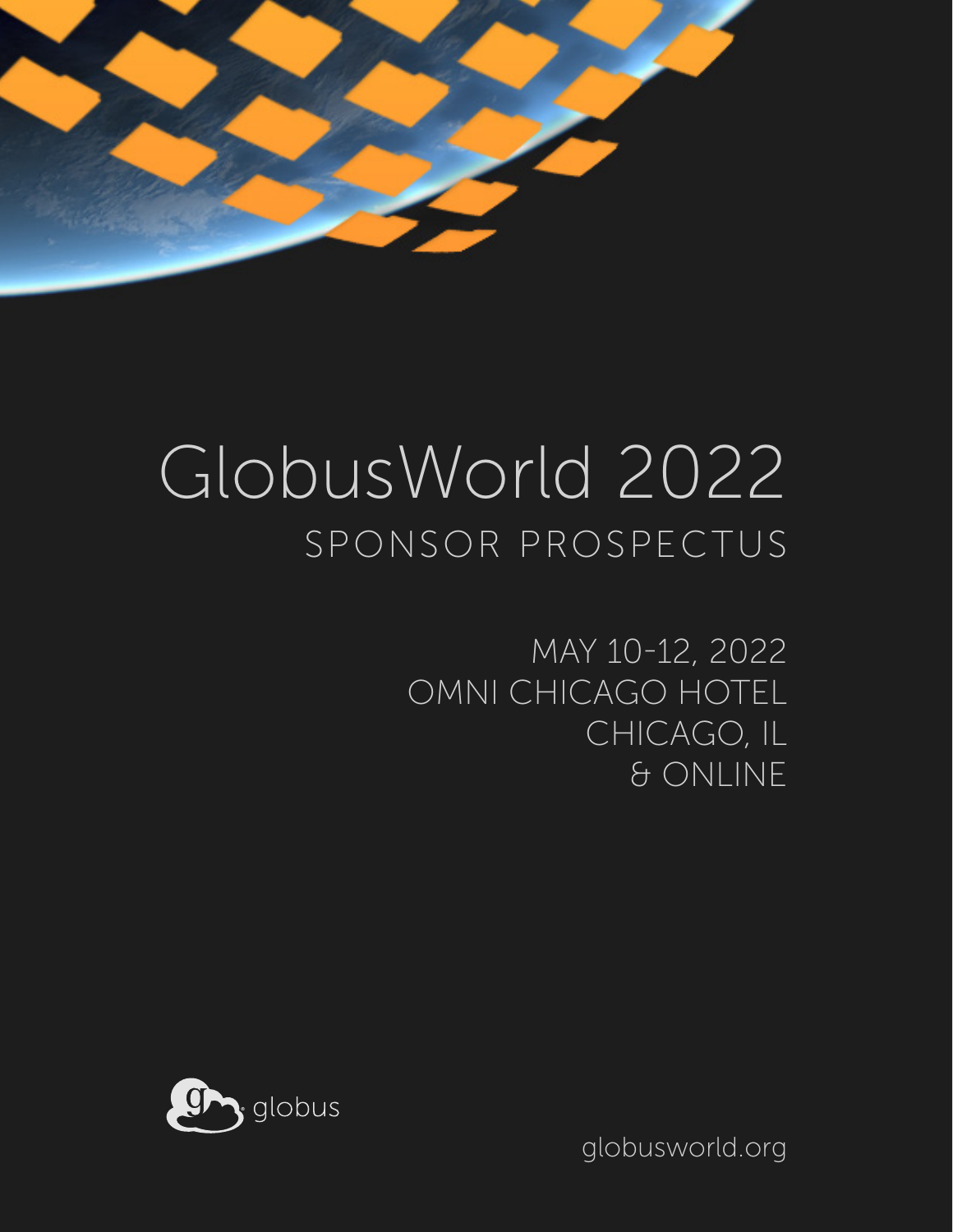# GlobusWorld 2022

## SPONSOR PROSPECTUS

MAY 10-12, 2022
OMNI CHICAGO HOTEL
CHICAGO, IL
& ONLINE

globus

globusworld.org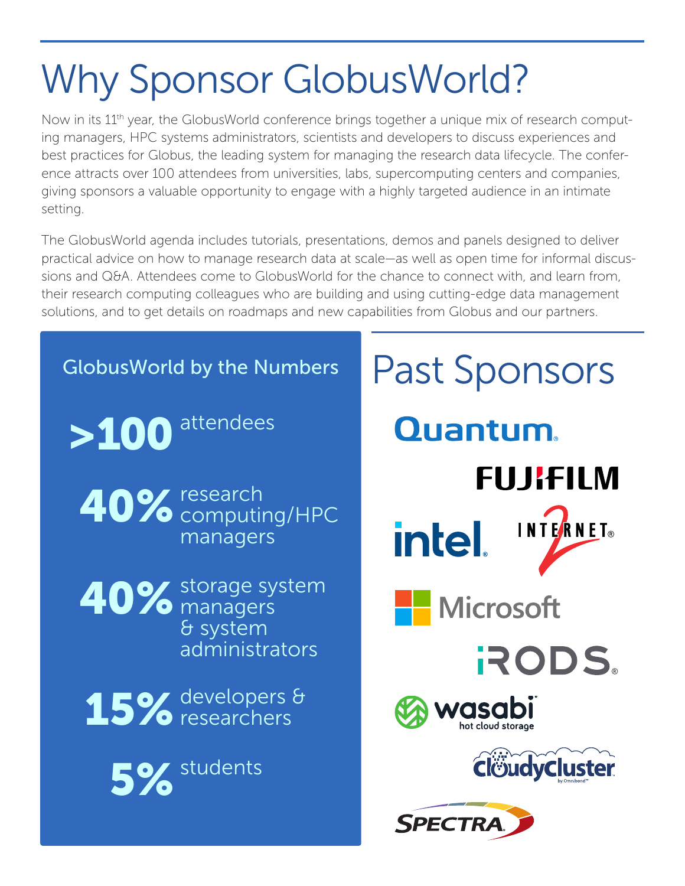# Why Sponsor GlobusWorld?

Now in its 11th year, the GlobusWorld conference brings together a unique mix of research computing managers, HPC systems administrators, scientists and developers to discuss experiences and best practices for Globus, the leading system for managing the research data lifecycle. The conference attracts over 100 attendees from universities, labs, supercomputing centers and companies, giving sponsors a valuable opportunity to engage with a highly targeted audience in an intimate setting.

The GlobusWorld agenda includes tutorials, presentations, demos and panels designed to deliver practical advice on how to manage research data at scale—as well as open time for informal discussions and Q&A. Attendees come to GlobusWorld for the chance to connect with, and learn from, their research computing colleagues who are building and using cutting-edge data management solutions, and to get details on roadmaps and new capabilities from Globus and our partners.

## GlobusWorld by the Numbers

**>100** attendees

**40%** research computing/HPC managers

**40%** storage system managers & system administrators

**15%** developers & researchers

**5%** students

## Past Sponsors

- Quantum
- FUJIFILM
- intel
- Internet2
- Microsoft
- iRODS
- wasabi hot cloud storage
- CloudyCluster by Omnibond
- Spectra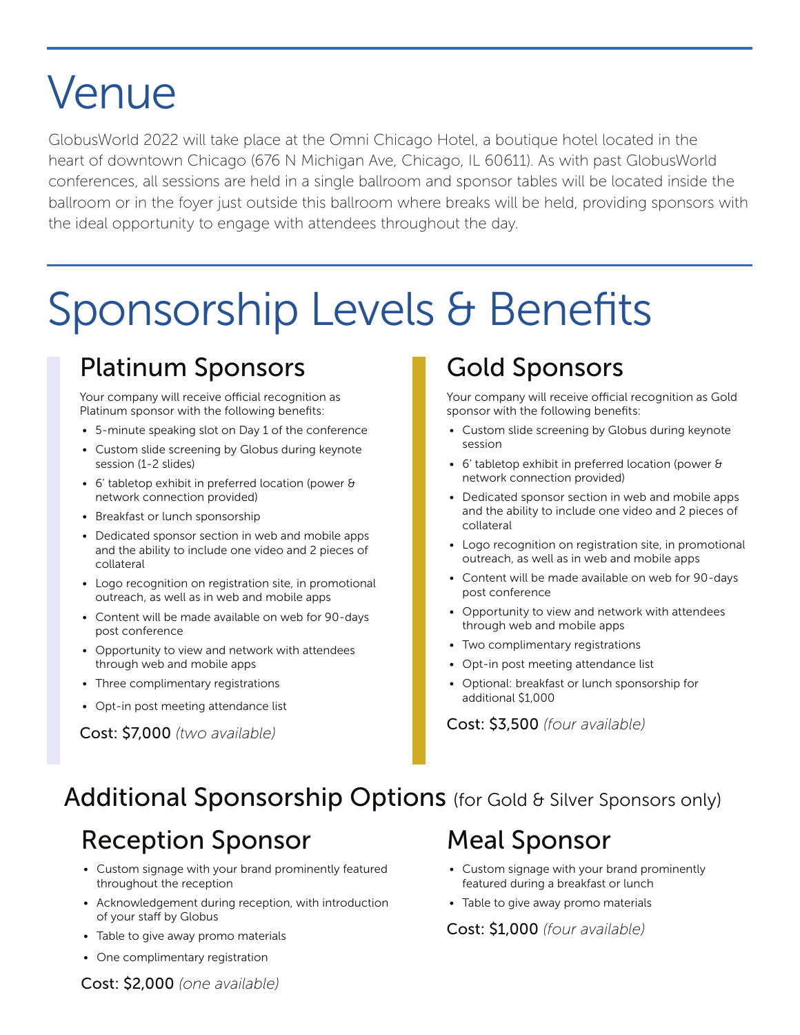# Venue

GlobusWorld 2022 will take place at the Omni Chicago Hotel, a boutique hotel located in the heart of downtown Chicago (676 N Michigan Ave, Chicago, IL 60611). As with past GlobusWorld conferences, all sessions are held in a single ballroom and sponsor tables will be located inside the ballroom or in the foyer just outside this ballroom where breaks will be held, providing sponsors with the ideal opportunity to engage with attendees throughout the day.

# Sponsorship Levels & Benefits

## Platinum Sponsors

Your company will receive official recognition as Platinum sponsor with the following benefits:

- 5-minute speaking slot on Day 1 of the conference
- Custom slide screening by Globus during keynote session (1-2 slides)
- 6' tabletop exhibit in preferred location (power & network connection provided)
- Breakfast or lunch sponsorship
- Dedicated sponsor section in web and mobile apps and the ability to include one video and 2 pieces of collateral
- Logo recognition on registration site, in promotional outreach, as well as in web and mobile apps
- Content will be made available on web for 90-days post conference
- Opportunity to view and network with attendees through web and mobile apps
- Three complimentary registrations
- Opt-in post meeting attendance list

Cost: $7,000 *(two available)*

## Gold Sponsors

Your company will receive official recognition as Gold sponsor with the following benefits:

- Custom slide screening by Globus during keynote session
- 6' tabletop exhibit in preferred location (power & network connection provided)
- Dedicated sponsor section in web and mobile apps and the ability to include one video and 2 pieces of collateral
- Logo recognition on registration site, in promotional outreach, as well as in web and mobile apps
- Content will be made available on web for 90-days post conference
- Opportunity to view and network with attendees through web and mobile apps
- Two complimentary registrations
- Opt-in post meeting attendance list
- Optional: breakfast or lunch sponsorship for additional $1,000

Cost: $3,500 *(four available)*

## Additional Sponsorship Options (for Gold & Silver Sponsors only)

### Reception Sponsor

- Custom signage with your brand prominently featured throughout the reception
- Acknowledgement during reception, with introduction of your staff by Globus
- Table to give away promo materials
- One complimentary registration

Cost: $2,000 *(one available)*

### Meal Sponsor

- Custom signage with your brand prominently featured during a breakfast or lunch
- Table to give away promo materials

Cost: $1,000 *(four available)*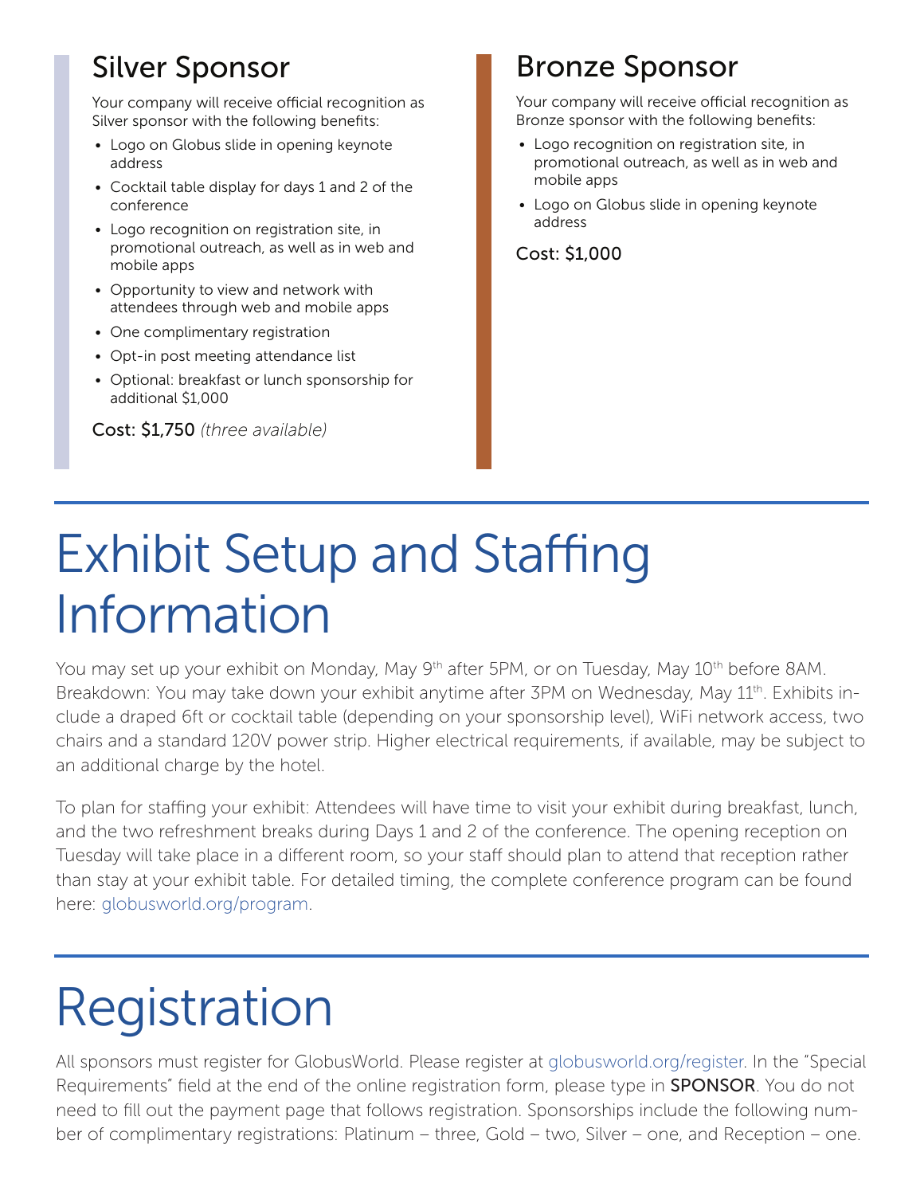## Silver Sponsor

Your company will receive official recognition as Silver sponsor with the following benefits:

- Logo on Globus slide in opening keynote address
- Cocktail table display for days 1 and 2 of the conference
- Logo recognition on registration site, in promotional outreach, as well as in web and mobile apps
- Opportunity to view and network with attendees through web and mobile apps
- One complimentary registration
- Opt-in post meeting attendance list
- Optional: breakfast or lunch sponsorship for additional $1,000

Cost: $1,750 *(three available)*

## Bronze Sponsor

Your company will receive official recognition as Bronze sponsor with the following benefits:

- Logo recognition on registration site, in promotional outreach, as well as in web and mobile apps
- Logo on Globus slide in opening keynote address

Cost: $1,000

# Exhibit Setup and Staffing Information

You may set up your exhibit on Monday, May 9th after 5PM, or on Tuesday, May 10th before 8AM. Breakdown: You may take down your exhibit anytime after 3PM on Wednesday, May 11th. Exhibits include a draped 6ft or cocktail table (depending on your sponsorship level), WiFi network access, two chairs and a standard 120V power strip. Higher electrical requirements, if available, may be subject to an additional charge by the hotel.

To plan for staffing your exhibit: Attendees will have time to visit your exhibit during breakfast, lunch, and the two refreshment breaks during Days 1 and 2 of the conference. The opening reception on Tuesday will take place in a different room, so your staff should plan to attend that reception rather than stay at your exhibit table. For detailed timing, the complete conference program can be found here: globusworld.org/program.

# Registration

All sponsors must register for GlobusWorld. Please register at globusworld.org/register. In the "Special Requirements" field at the end of the online registration form, please type in **SPONSOR**. You do not need to fill out the payment page that follows registration. Sponsorships include the following number of complimentary registrations: Platinum – three, Gold – two, Silver – one, and Reception – one.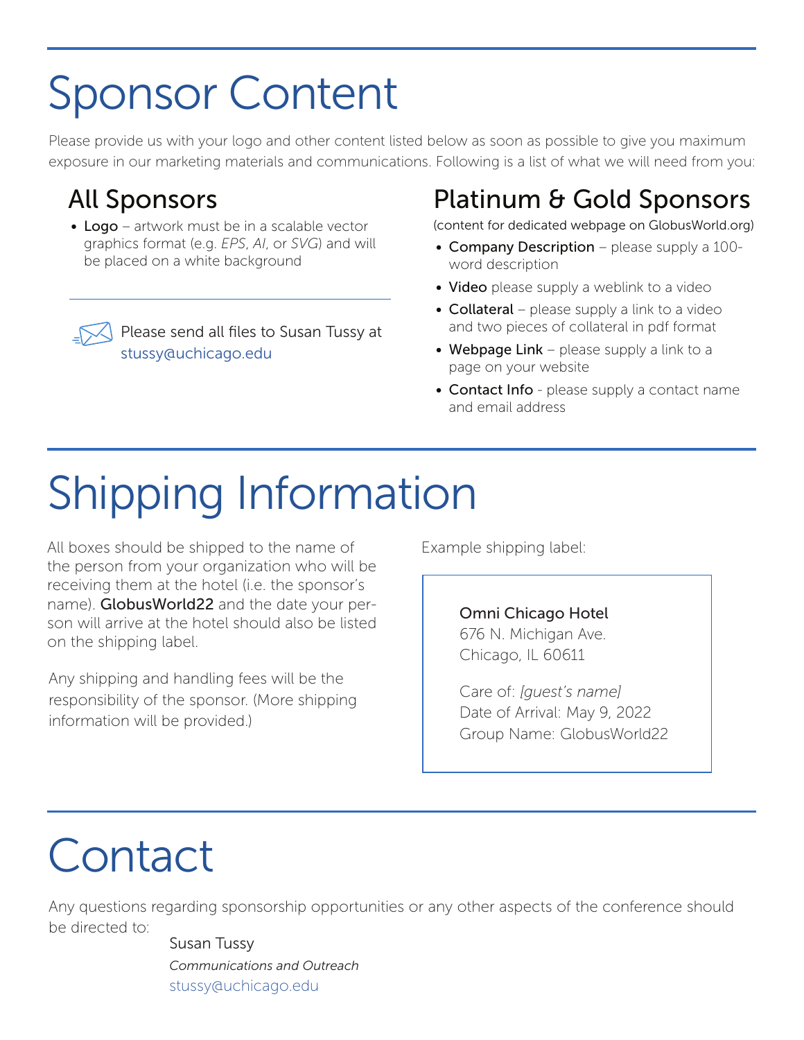# Sponsor Content

Please provide us with your logo and other content listed below as soon as possible to give you maximum exposure in our marketing materials and communications. Following is a list of what we will need from you:

## All Sponsors

- **Logo** – artwork must be in a scalable vector graphics format (e.g. *EPS*, *AI*, or *SVG*) and will be placed on a white background

Please send all files to Susan Tussy at stussy@uchicago.edu

## Platinum & Gold Sponsors

(content for dedicated webpage on GlobusWorld.org)

- **Company Description** – please supply a 100-word description
- **Video** please supply a weblink to a video
- **Collateral** – please supply a link to a video and two pieces of collateral in pdf format
- **Webpage Link** – please supply a link to a page on your website
- **Contact Info** - please supply a contact name and email address

# Shipping Information

All boxes should be shipped to the name of the person from your organization who will be receiving them at the hotel (i.e. the sponsor's name). **GlobusWorld22** and the date your person will arrive at the hotel should also be listed on the shipping label.

Any shipping and handling fees will be the responsibility of the sponsor. (More shipping information will be provided.)

Example shipping label:

> **Omni Chicago Hotel**
> 676 N. Michigan Ave.
> Chicago, IL 60611
>
> Care of: *[guest's name]*
> Date of Arrival: May 9, 2022
> Group Name: GlobusWorld22

# Contact

Any questions regarding sponsorship opportunities or any other aspects of the conference should be directed to:

Susan Tussy
*Communications and Outreach*
stussy@uchicago.edu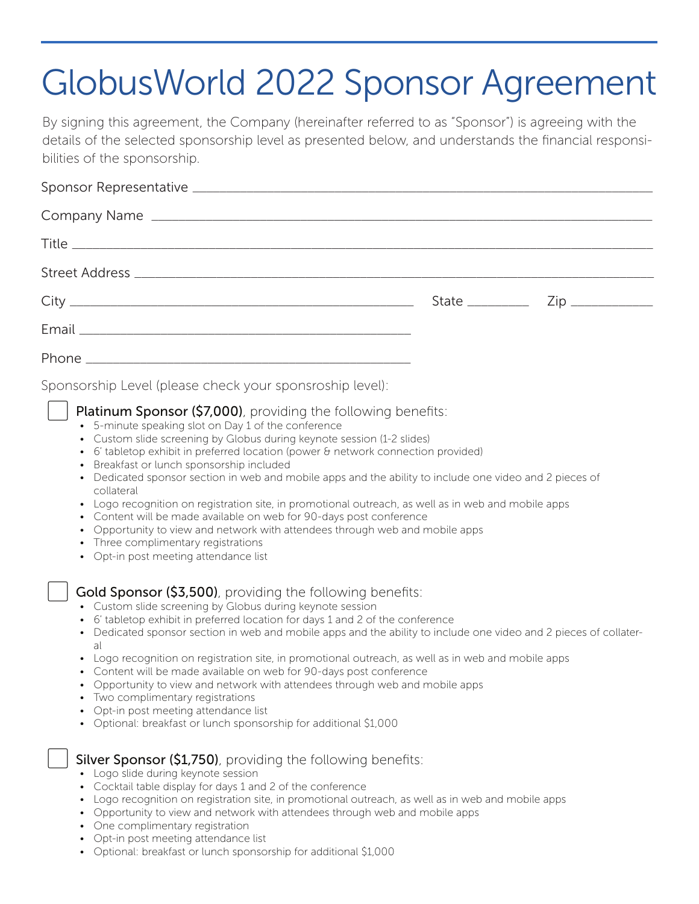# GlobusWorld 2022 Sponsor Agreement

By signing this agreement, the Company (hereinafter referred to as "Sponsor") is agreeing with the details of the selected sponsorship level as presented below, and understands the financial responsibilities of the sponsorship.

Sponsor Representative ___________________________________________

Company Name ___________________________________________

Title ___________________________________________

Street Address ___________________________________________

City ______________________________ State _________ Zip ____________

Email ______________________________

Phone ______________________________

Sponsorship Level (please check your sponsroship level):

☐ **Platinum Sponsor ($7,000)**, providing the following benefits:

- 5-minute speaking slot on Day 1 of the conference
- Custom slide screening by Globus during keynote session (1-2 slides)
- 6' tabletop exhibit in preferred location (power & network connection provided)
- Breakfast or lunch sponsorship included
- Dedicated sponsor section in web and mobile apps and the ability to include one video and 2 pieces of collateral
- Logo recognition on registration site, in promotional outreach, as well as in web and mobile apps
- Content will be made available on web for 90-days post conference
- Opportunity to view and network with attendees through web and mobile apps
- Three complimentary registrations
- Opt-in post meeting attendance list

☐ **Gold Sponsor ($3,500)**, providing the following benefits:

- Custom slide screening by Globus during keynote session
- 6' tabletop exhibit in preferred location for days 1 and 2 of the conference
- Dedicated sponsor section in web and mobile apps and the ability to include one video and 2 pieces of collateral
- Logo recognition on registration site, in promotional outreach, as well as in web and mobile apps
- Content will be made available on web for 90-days post conference
- Opportunity to view and network with attendees through web and mobile apps
- Two complimentary registrations
- Opt-in post meeting attendance list
- Optional: breakfast or lunch sponsorship for additional $1,000

☐ **Silver Sponsor ($1,750)**, providing the following benefits:

- Logo slide during keynote session
- Cocktail table display for days 1 and 2 of the conference
- Logo recognition on registration site, in promotional outreach, as well as in web and mobile apps
- Opportunity to view and network with attendees through web and mobile apps
- One complimentary registration
- Opt-in post meeting attendance list
- Optional: breakfast or lunch sponsorship for additional $1,000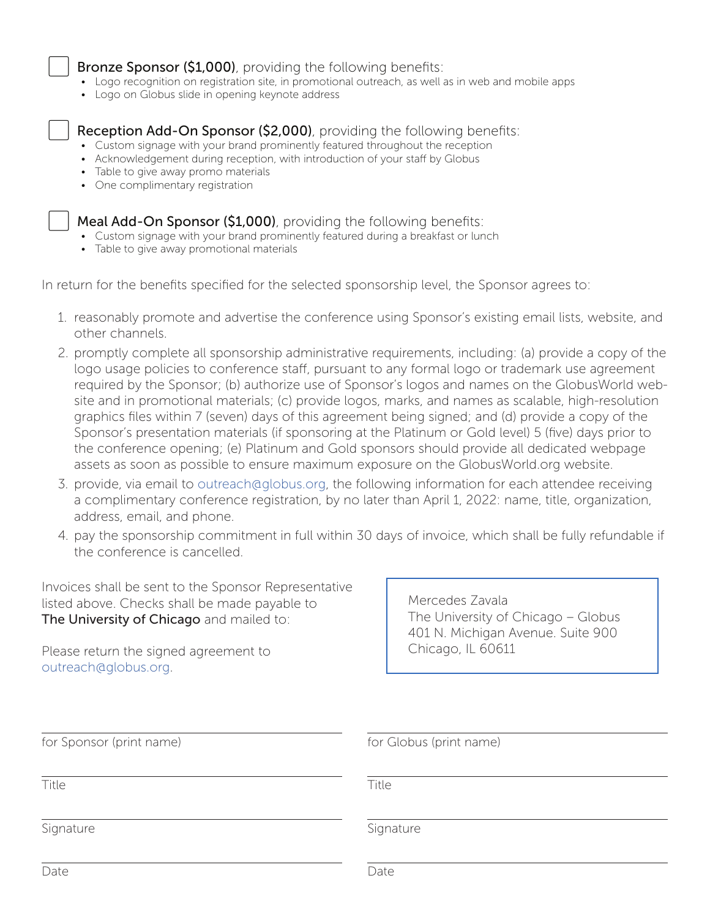☐ **Bronze Sponsor ($1,000)**, providing the following benefits:

- Logo recognition on registration site, in promotional outreach, as well as in web and mobile apps
- Logo on Globus slide in opening keynote address

☐ **Reception Add-On Sponsor ($2,000)**, providing the following benefits:

- Custom signage with your brand prominently featured throughout the reception
- Acknowledgement during reception, with introduction of your staff by Globus
- Table to give away promo materials
- One complimentary registration

☐ **Meal Add-On Sponsor ($1,000)**, providing the following benefits:

- Custom signage with your brand prominently featured during a breakfast or lunch
- Table to give away promotional materials

In return for the benefits specified for the selected sponsorship level, the Sponsor agrees to:

1. reasonably promote and advertise the conference using Sponsor's existing email lists, website, and other channels.
2. promptly complete all sponsorship administrative requirements, including: (a) provide a copy of the logo usage policies to conference staff, pursuant to any formal logo or trademark use agreement required by the Sponsor; (b) authorize use of Sponsor's logos and names on the GlobusWorld website and in promotional materials; (c) provide logos, marks, and names as scalable, high-resolution graphics files within 7 (seven) days of this agreement being signed; and (d) provide a copy of the Sponsor's presentation materials (if sponsoring at the Platinum or Gold level) 5 (five) days prior to the conference opening; (e) Platinum and Gold sponsors should provide all dedicated webpage assets as soon as possible to ensure maximum exposure on the GlobusWorld.org website.
3. provide, via email to outreach@globus.org, the following information for each attendee receiving a complimentary conference registration, by no later than April 1, 2022: name, title, organization, address, email, and phone.
4. pay the sponsorship commitment in full within 30 days of invoice, which shall be fully refundable if the conference is cancelled.

Invoices shall be sent to the Sponsor Representative listed above. Checks shall be made payable to **The University of Chicago** and mailed to:

Mercedes Zavala
The University of Chicago – Globus
401 N. Michigan Avenue. Suite 900
Chicago, IL 60611

Please return the signed agreement to outreach@globus.org.

| | |
|---|---|
| for Sponsor (print name) | for Globus (print name) |
| Title | Title |
| Signature | Signature |
| Date | Date |